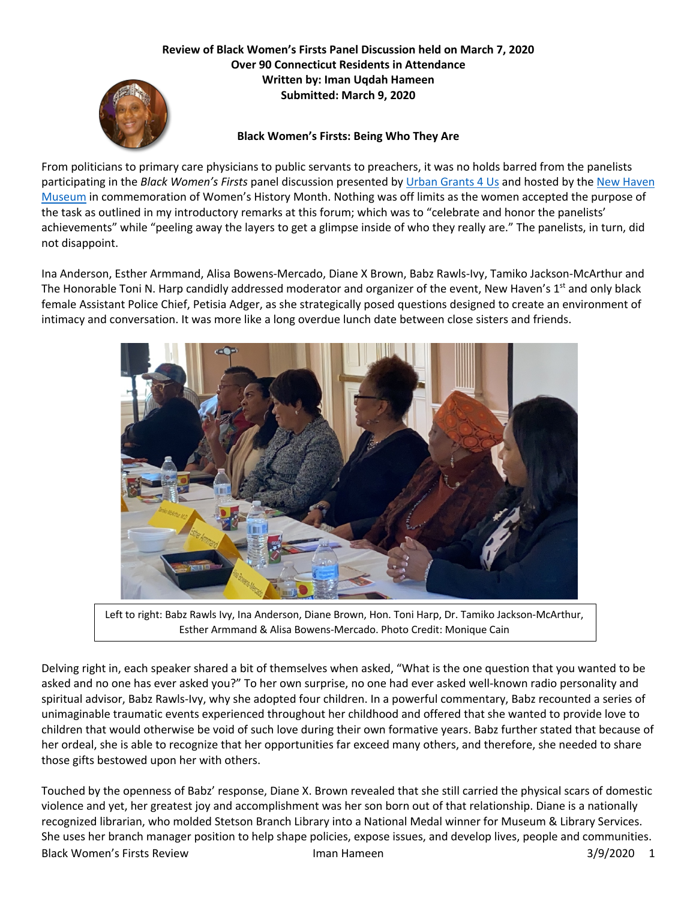**Review of Black Women's Firsts Panel Discussion held on March 7, 2020**
**Over 90 Connecticut Residents in Attendance**
**Written by: Iman Uqdah Hameen**
**Submitted: March 9, 2020**

**Black Women's Firsts: Being Who They Are**

From politicians to primary care physicians to public servants to preachers, it was no holds barred from the panelists participating in the *Black Women's Firsts* panel discussion presented by Urban Grants 4 Us and hosted by the New Haven Museum in commemoration of Women's History Month. Nothing was off limits as the women accepted the purpose of the task as outlined in my introductory remarks at this forum; which was to "celebrate and honor the panelists' achievements" while "peeling away the layers to get a glimpse inside of who they really are." The panelists, in turn, did not disappoint.

Ina Anderson, Esther Armmand, Alisa Bowens-Mercado, Diane X Brown, Babz Rawls-Ivy, Tamiko Jackson-McArthur and The Honorable Toni N. Harp candidly addressed moderator and organizer of the event, New Haven's 1st and only black female Assistant Police Chief, Petisia Adger, as she strategically posed questions designed to create an environment of intimacy and conversation. It was more like a long overdue lunch date between close sisters and friends.

Left to right: Babz Rawls Ivy, Ina Anderson, Diane Brown, Hon. Toni Harp, Dr. Tamiko Jackson-McArthur, Esther Armmand & Alisa Bowens-Mercado. Photo Credit: Monique Cain

Delving right in, each speaker shared a bit of themselves when asked, "What is the one question that you wanted to be asked and no one has ever asked you?" To her own surprise, no one had ever asked well-known radio personality and spiritual advisor, Babz Rawls-Ivy, why she adopted four children. In a powerful commentary, Babz recounted a series of unimaginable traumatic events experienced throughout her childhood and offered that she wanted to provide love to children that would otherwise be void of such love during their own formative years. Babz further stated that because of her ordeal, she is able to recognize that her opportunities far exceed many others, and therefore, she needed to share those gifts bestowed upon her with others.

Touched by the openness of Babz' response, Diane X. Brown revealed that she still carried the physical scars of domestic violence and yet, her greatest joy and accomplishment was her son born out of that relationship. Diane is a nationally recognized librarian, who molded Stetson Branch Library into a National Medal winner for Museum & Library Services. She uses her branch manager position to help shape policies, expose issues, and develop lives, people and communities.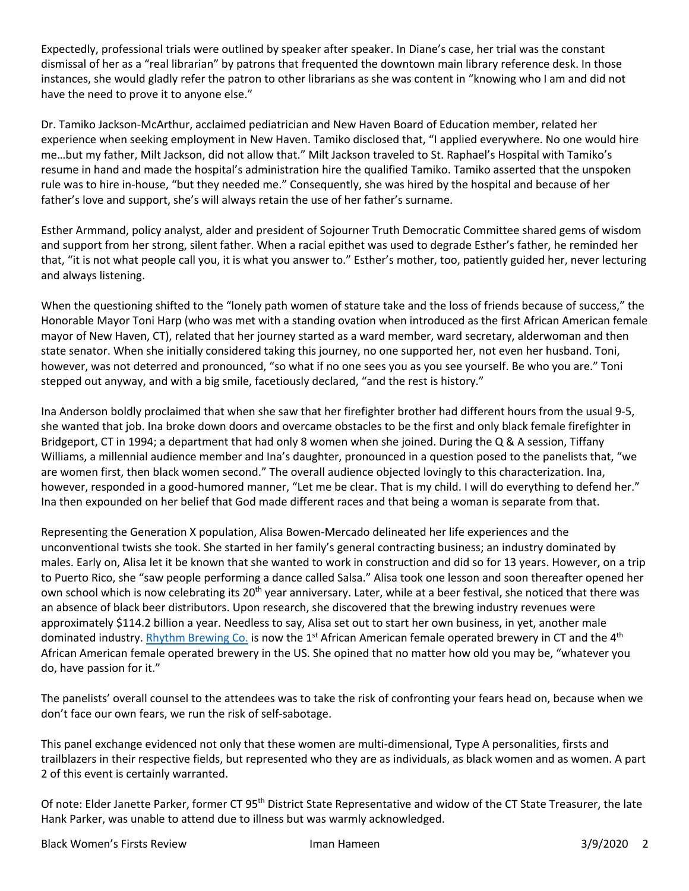Expectedly, professional trials were outlined by speaker after speaker. In Diane's case, her trial was the constant dismissal of her as a "real librarian" by patrons that frequented the downtown main library reference desk. In those instances, she would gladly refer the patron to other librarians as she was content in "knowing who I am and did not have the need to prove it to anyone else."

Dr. Tamiko Jackson-McArthur, acclaimed pediatrician and New Haven Board of Education member, related her experience when seeking employment in New Haven. Tamiko disclosed that, "I applied everywhere. No one would hire me…but my father, Milt Jackson, did not allow that." Milt Jackson traveled to St. Raphael's Hospital with Tamiko's resume in hand and made the hospital's administration hire the qualified Tamiko. Tamiko asserted that the unspoken rule was to hire in-house, "but they needed me." Consequently, she was hired by the hospital and because of her father's love and support, she's will always retain the use of her father's surname.

Esther Armmand, policy analyst, alder and president of Sojourner Truth Democratic Committee shared gems of wisdom and support from her strong, silent father. When a racial epithet was used to degrade Esther's father, he reminded her that, "it is not what people call you, it is what you answer to." Esther's mother, too, patiently guided her, never lecturing and always listening.

When the questioning shifted to the "lonely path women of stature take and the loss of friends because of success," the Honorable Mayor Toni Harp (who was met with a standing ovation when introduced as the first African American female mayor of New Haven, CT), related that her journey started as a ward member, ward secretary, alderwoman and then state senator. When she initially considered taking this journey, no one supported her, not even her husband. Toni, however, was not deterred and pronounced, "so what if no one sees you as you see yourself. Be who you are." Toni stepped out anyway, and with a big smile, facetiously declared, "and the rest is history."

Ina Anderson boldly proclaimed that when she saw that her firefighter brother had different hours from the usual 9-5, she wanted that job. Ina broke down doors and overcame obstacles to be the first and only black female firefighter in Bridgeport, CT in 1994; a department that had only 8 women when she joined. During the Q & A session, Tiffany Williams, a millennial audience member and Ina's daughter, pronounced in a question posed to the panelists that, "we are women first, then black women second." The overall audience objected lovingly to this characterization. Ina, however, responded in a good-humored manner, "Let me be clear. That is my child. I will do everything to defend her." Ina then expounded on her belief that God made different races and that being a woman is separate from that.

Representing the Generation X population, Alisa Bowen-Mercado delineated her life experiences and the unconventional twists she took. She started in her family's general contracting business; an industry dominated by males. Early on, Alisa let it be known that she wanted to work in construction and did so for 13 years. However, on a trip to Puerto Rico, she "saw people performing a dance called Salsa." Alisa took one lesson and soon thereafter opened her own school which is now celebrating its 20th year anniversary. Later, while at a beer festival, she noticed that there was an absence of black beer distributors. Upon research, she discovered that the brewing industry revenues were approximately $114.2 billion a year. Needless to say, Alisa set out to start her own business, in yet, another male dominated industry. Rhythm Brewing Co. is now the 1st African American female operated brewery in CT and the 4th African American female operated brewery in the US. She opined that no matter how old you may be, "whatever you do, have passion for it."

The panelists' overall counsel to the attendees was to take the risk of confronting your fears head on, because when we don't face our own fears, we run the risk of self-sabotage.

This panel exchange evidenced not only that these women are multi-dimensional, Type A personalities, firsts and trailblazers in their respective fields, but represented who they are as individuals, as black women and as women. A part 2 of this event is certainly warranted.

Of note: Elder Janette Parker, former CT 95th District State Representative and widow of the CT State Treasurer, the late Hank Parker, was unable to attend due to illness but was warmly acknowledged.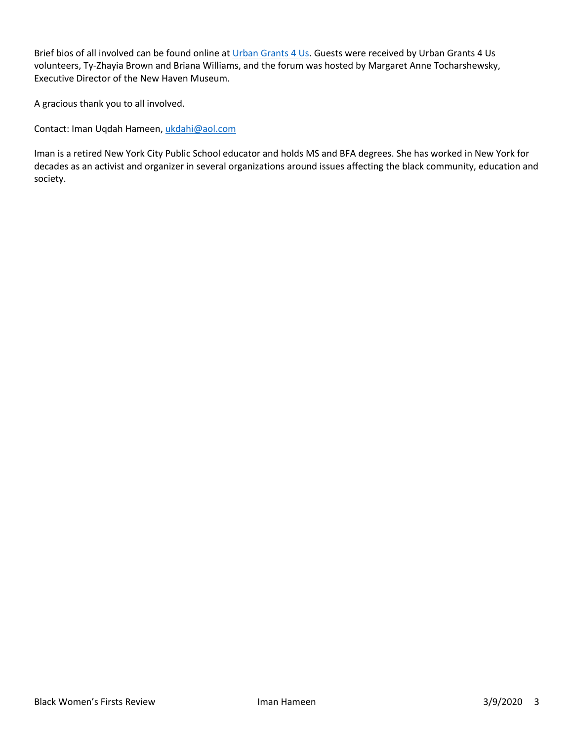Brief bios of all involved can be found online at [Urban Grants 4 Us](). Guests were received by Urban Grants 4 Us volunteers, Ty-Zhayia Brown and Briana Williams, and the forum was hosted by Margaret Anne Tocharshewsky, Executive Director of the New Haven Museum.

A gracious thank you to all involved.

Contact: Iman Uqdah Hameen, [ukdahi@aol.com](mailto:ukdahi@aol.com)

Iman is a retired New York City Public School educator and holds MS and BFA degrees. She has worked in New York for decades as an activist and organizer in several organizations around issues affecting the black community, education and society.